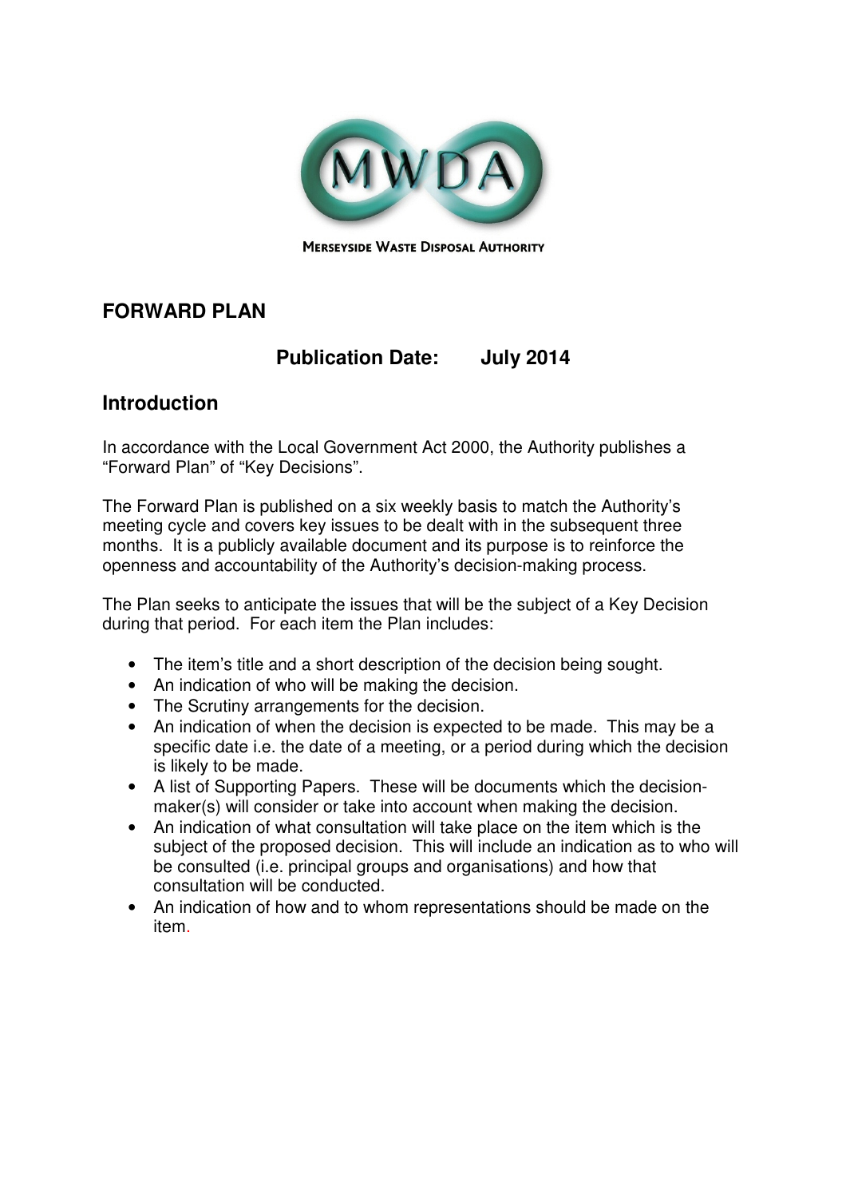MERSEYSIDE WASTE DISPOSAL AUTHORITY

## FORWARD PLAN

**Publication Date: July 2014**

## Introduction

In accordance with the Local Government Act 2000, the Authority publishes a "Forward Plan" of "Key Decisions".

The Forward Plan is published on a six weekly basis to match the Authority's meeting cycle and covers key issues to be dealt with in the subsequent three months. It is a publicly available document and its purpose is to reinforce the openness and accountability of the Authority's decision-making process.

The Plan seeks to anticipate the issues that will be the subject of a Key Decision during that period. For each item the Plan includes:

- The item's title and a short description of the decision being sought.
- An indication of who will be making the decision.
- The Scrutiny arrangements for the decision.
- An indication of when the decision is expected to be made. This may be a specific date i.e. the date of a meeting, or a period during which the decision is likely to be made.
- A list of Supporting Papers. These will be documents which the decision-maker(s) will consider or take into account when making the decision.
- An indication of what consultation will take place on the item which is the subject of the proposed decision. This will include an indication as to who will be consulted (i.e. principal groups and organisations) and how that consultation will be conducted.
- An indication of how and to whom representations should be made on the item.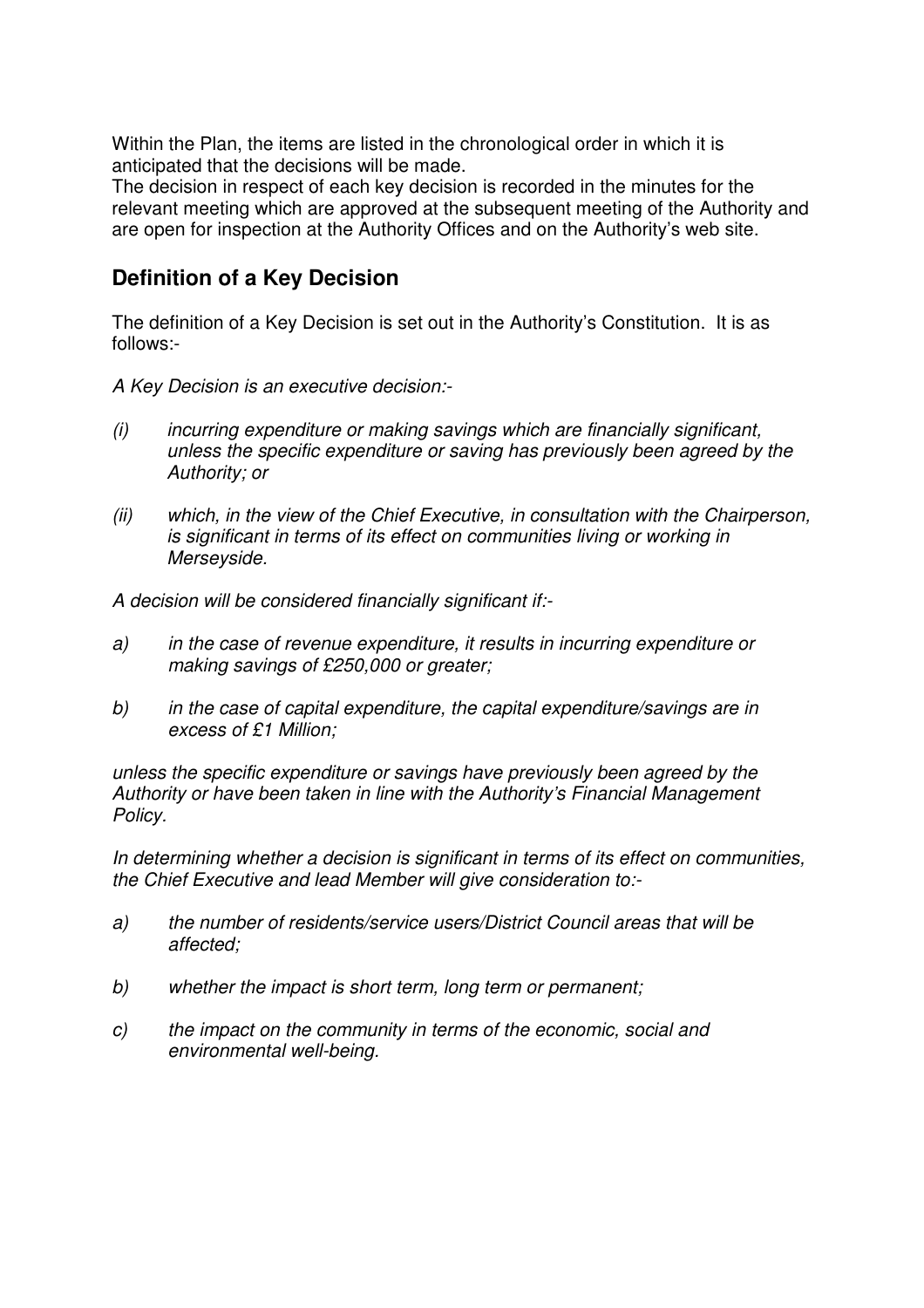Within the Plan, the items are listed in the chronological order in which it is anticipated that the decisions will be made.
The decision in respect of each key decision is recorded in the minutes for the relevant meeting which are approved at the subsequent meeting of the Authority and are open for inspection at the Authority Offices and on the Authority's web site.

## Definition of a Key Decision

The definition of a Key Decision is set out in the Authority's Constitution. It is as follows:-

*A Key Decision is an executive decision:-*

*(i) incurring expenditure or making savings which are financially significant, unless the specific expenditure or saving has previously been agreed by the Authority; or*

*(ii) which, in the view of the Chief Executive, in consultation with the Chairperson, is significant in terms of its effect on communities living or working in Merseyside.*

*A decision will be considered financially significant if:-*

*a) in the case of revenue expenditure, it results in incurring expenditure or making savings of £250,000 or greater;*

*b) in the case of capital expenditure, the capital expenditure/savings are in excess of £1 Million;*

*unless the specific expenditure or savings have previously been agreed by the Authority or have been taken in line with the Authority's Financial Management Policy.*

*In determining whether a decision is significant in terms of its effect on communities, the Chief Executive and lead Member will give consideration to:-*

*a) the number of residents/service users/District Council areas that will be affected;*

*b) whether the impact is short term, long term or permanent;*

*c) the impact on the community in terms of the economic, social and environmental well-being.*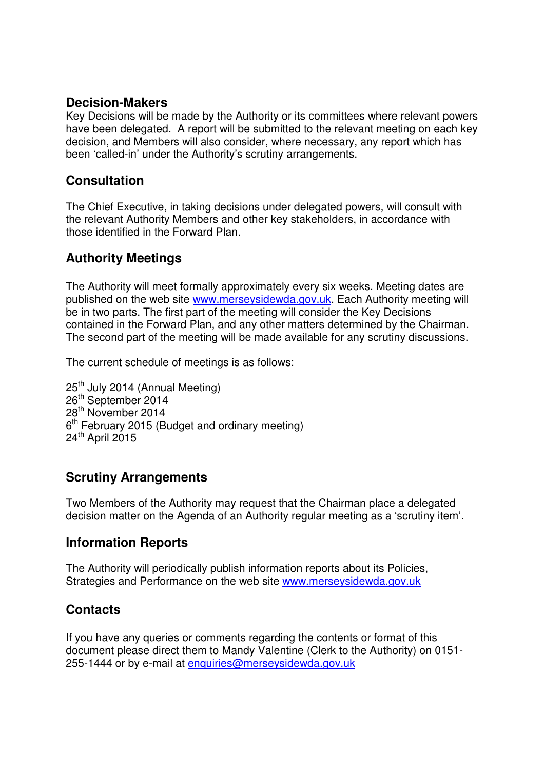## Decision-Makers

Key Decisions will be made by the Authority or its committees where relevant powers have been delegated. A report will be submitted to the relevant meeting on each key decision, and Members will also consider, where necessary, any report which has been 'called-in' under the Authority's scrutiny arrangements.

## Consultation

The Chief Executive, in taking decisions under delegated powers, will consult with the relevant Authority Members and other key stakeholders, in accordance with those identified in the Forward Plan.

## Authority Meetings

The Authority will meet formally approximately every six weeks. Meeting dates are published on the web site www.merseysidewda.gov.uk. Each Authority meeting will be in two parts. The first part of the meeting will consider the Key Decisions contained in the Forward Plan, and any other matters determined by the Chairman. The second part of the meeting will be made available for any scrutiny discussions.

The current schedule of meetings is as follows:

25th July 2014 (Annual Meeting)
26th September 2014
28th November 2014
6th February 2015 (Budget and ordinary meeting)
24th April 2015

## Scrutiny Arrangements

Two Members of the Authority may request that the Chairman place a delegated decision matter on the Agenda of an Authority regular meeting as a 'scrutiny item'.

## Information Reports

The Authority will periodically publish information reports about its Policies, Strategies and Performance on the web site www.merseysidewda.gov.uk

## Contacts

If you have any queries or comments regarding the contents or format of this document please direct them to Mandy Valentine (Clerk to the Authority) on 0151-255-1444 or by e-mail at enquiries@merseysidewda.gov.uk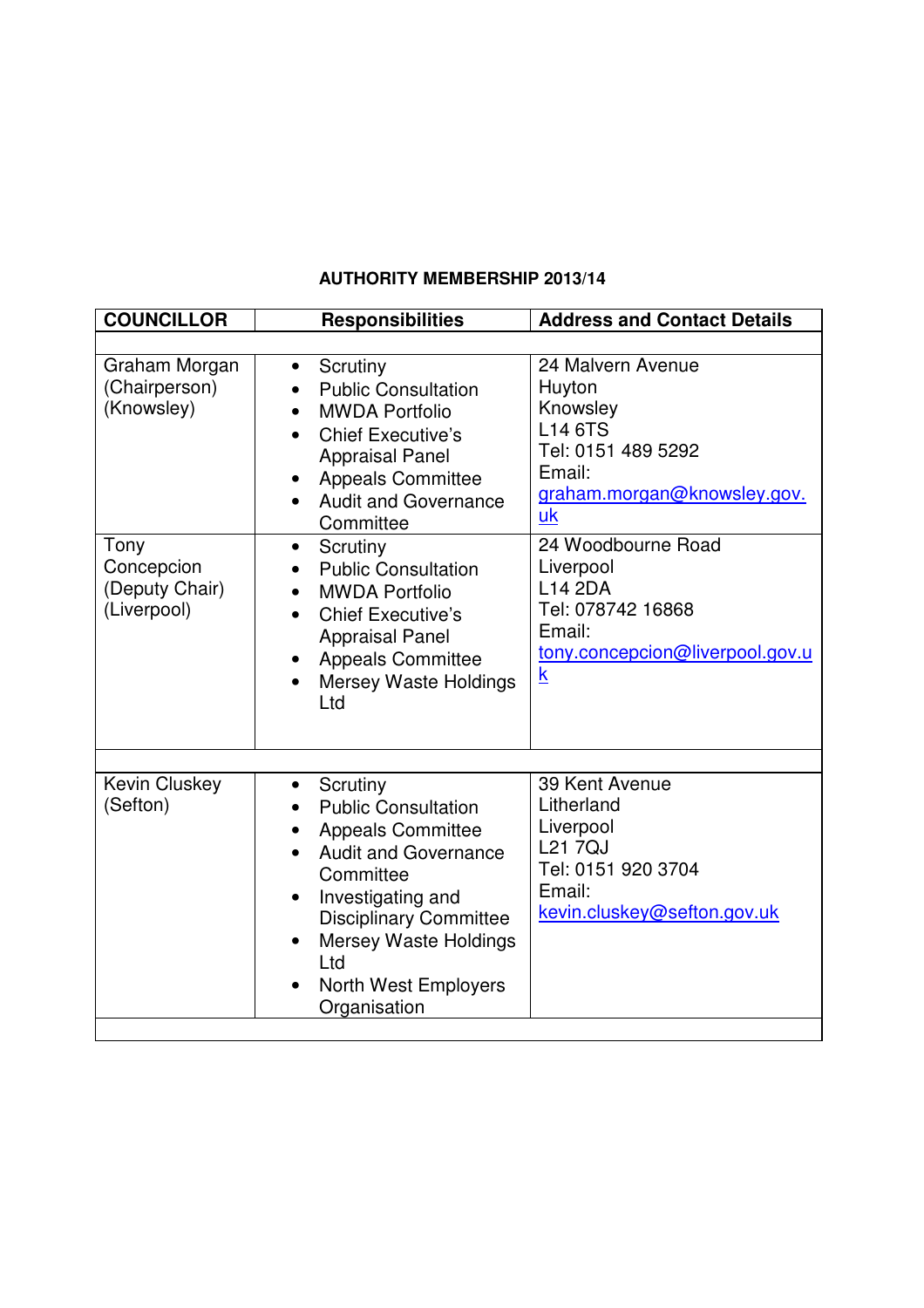**AUTHORITY MEMBERSHIP 2013/14**

| COUNCILLOR | Responsibilities | Address and Contact Details |
|---|---|---|
| | | |
| Graham Morgan (Chairperson) (Knowsley) | • Scrutiny<br>• Public Consultation<br>• MWDA Portfolio<br>• Chief Executive's Appraisal Panel<br>• Appeals Committee<br>• Audit and Governance Committee | 24 Malvern Avenue<br>Huyton<br>Knowsley<br>L14 6TS<br>Tel: 0151 489 5292<br>Email:<br>graham.morgan@knowsley.gov.uk |
| Tony Concepcion (Deputy Chair) (Liverpool) | • Scrutiny<br>• Public Consultation<br>• MWDA Portfolio<br>• Chief Executive's Appraisal Panel<br>• Appeals Committee<br>• Mersey Waste Holdings Ltd | 24 Woodbourne Road<br>Liverpool<br>L14 2DA<br>Tel: 078742 16868<br>Email:<br>tony.concepcion@liverpool.gov.uk |
| | | |
| Kevin Cluskey (Sefton) | • Scrutiny<br>• Public Consultation<br>• Appeals Committee<br>• Audit and Governance Committee<br>• Investigating and Disciplinary Committee<br>• Mersey Waste Holdings Ltd<br>• North West Employers Organisation | 39 Kent Avenue<br>Litherland<br>Liverpool<br>L21 7QJ<br>Tel: 0151 920 3704<br>Email:<br>kevin.cluskey@sefton.gov.uk |
| | | |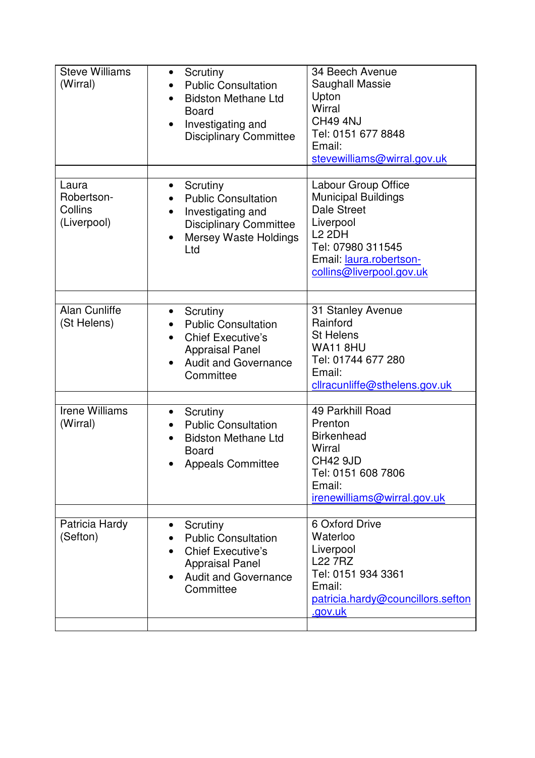| | | |
|---|---|---|
| Steve Williams (Wirral) | • Scrutiny<br>• Public Consultation<br>• Bidston Methane Ltd Board<br>• Investigating and Disciplinary Committee | 34 Beech Avenue<br>Saughall Massie<br>Upton<br>Wirral<br>CH49 4NJ<br>Tel: 0151 677 8848<br>Email: stevewilliams@wirral.gov.uk |
| | | |
| Laura Robertson-Collins (Liverpool) | • Scrutiny<br>• Public Consultation<br>• Investigating and Disciplinary Committee<br>• Mersey Waste Holdings Ltd | Labour Group Office<br>Municipal Buildings<br>Dale Street<br>Liverpool<br>L2 2DH<br>Tel: 07980 311545<br>Email: laura.robertson-collins@liverpool.gov.uk |
| | | |
| Alan Cunliffe (St Helens) | • Scrutiny<br>• Public Consultation<br>• Chief Executive's Appraisal Panel<br>• Audit and Governance Committee | 31 Stanley Avenue<br>Rainford<br>St Helens<br>WA11 8HU<br>Tel: 01744 677 280<br>Email: cllracunliffe@sthelens.gov.uk |
| | | |
| Irene Williams (Wirral) | • Scrutiny<br>• Public Consultation<br>• Bidston Methane Ltd Board<br>• Appeals Committee | 49 Parkhill Road<br>Prenton<br>Birkenhead<br>Wirral<br>CH42 9JD<br>Tel: 0151 608 7806<br>Email: irenewilliams@wirral.gov.uk |
| | | |
| Patricia Hardy (Sefton) | • Scrutiny<br>• Public Consultation<br>• Chief Executive's Appraisal Panel<br>• Audit and Governance Committee | 6 Oxford Drive<br>Waterloo<br>Liverpool<br>L22 7RZ<br>Tel: 0151 934 3361<br>Email: patricia.hardy@councillors.sefton.gov.uk |
| | | |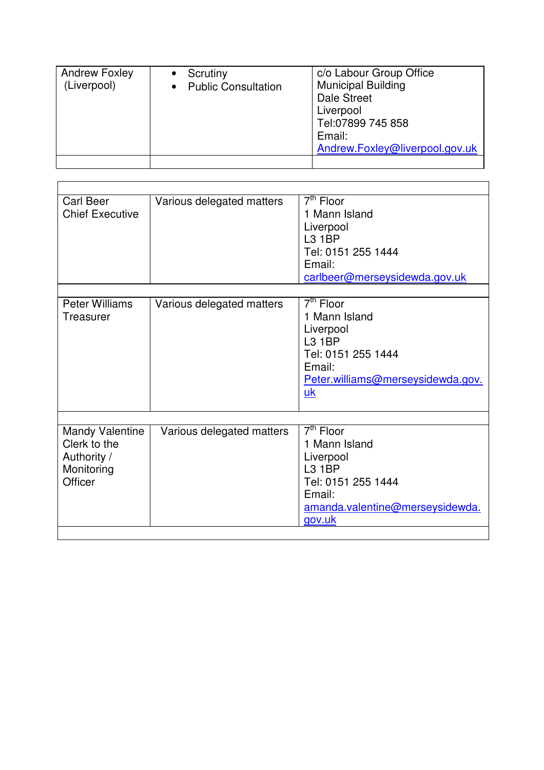| | | |
|---|---|---|
| Andrew Foxley (Liverpool) | • Scrutiny<br>• Public Consultation | c/o Labour Group Office<br>Municipal Building<br>Dale Street<br>Liverpool<br>Tel:07899 745 858<br>Email:<br>Andrew.Foxley@liverpool.gov.uk |
| | | |

| | | |
|---|---|---|
| | | |
| Carl Beer<br>Chief Executive | Various delegated matters | 7th Floor<br>1 Mann Island<br>Liverpool<br>L3 1BP<br>Tel: 0151 255 1444<br>Email:<br>carlbeer@merseysidewda.gov.uk |
| | | |
| Peter Williams<br>Treasurer | Various delegated matters | 7th Floor<br>1 Mann Island<br>Liverpool<br>L3 1BP<br>Tel: 0151 255 1444<br>Email:<br>Peter.williams@merseysidewda.gov.uk |
| | | |
| Mandy Valentine<br>Clerk to the Authority / Monitoring Officer | Various delegated matters | 7th Floor<br>1 Mann Island<br>Liverpool<br>L3 1BP<br>Tel: 0151 255 1444<br>Email:<br>amanda.valentine@merseysidewda.gov.uk |
| | | |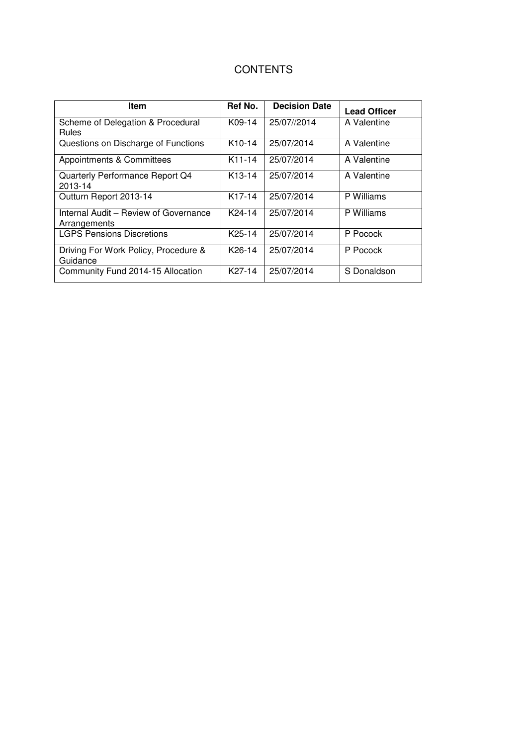# CONTENTS

| Item | Ref No. | Decision Date | Lead Officer |
|---|---|---|---|
| Scheme of Delegation & Procedural Rules | K09-14 | 25/07//2014 | A Valentine |
| Questions on Discharge of Functions | K10-14 | 25/07/2014 | A Valentine |
| Appointments & Committees | K11-14 | 25/07/2014 | A Valentine |
| Quarterly Performance Report Q4 2013-14 | K13-14 | 25/07/2014 | A Valentine |
| Outturn Report 2013-14 | K17-14 | 25/07/2014 | P Williams |
| Internal Audit – Review of Governance Arrangements | K24-14 | 25/07/2014 | P Williams |
| LGPS Pensions Discretions | K25-14 | 25/07/2014 | P Pocock |
| Driving For Work Policy, Procedure & Guidance | K26-14 | 25/07/2014 | P Pocock |
| Community Fund 2014-15 Allocation | K27-14 | 25/07/2014 | S Donaldson |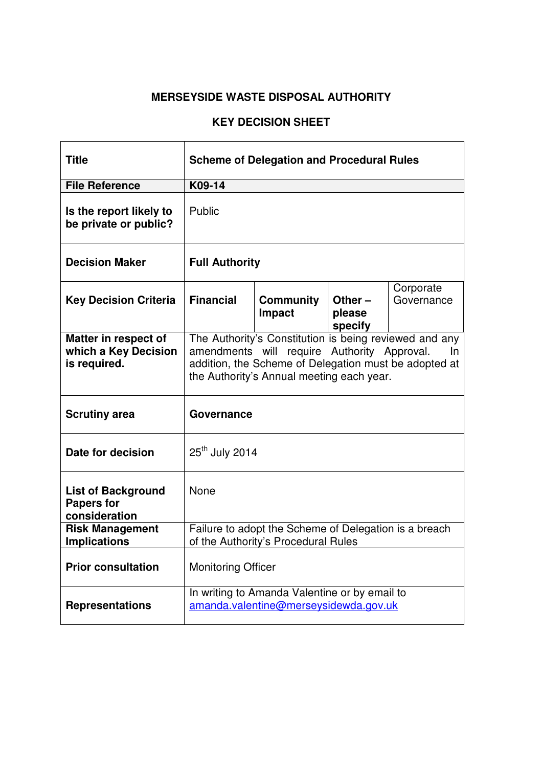**MERSEYSIDE WASTE DISPOSAL AUTHORITY**

**KEY DECISION SHEET**

| | | | | |
|---|---|---|---|---|
| **Title** | **Scheme of Delegation and Procedural Rules** | | | |
| **File Reference** | **K09-14** | | | |
| **Is the report likely to be private or public?** | Public | | | |
| **Decision Maker** | **Full Authority** | | | |
| **Key Decision Criteria** | **Financial** | **Community Impact** | **Other – please specify** | Corporate Governance |
| **Matter in respect of which a Key Decision is required.** | The Authority's Constitution is being reviewed and any amendments will require Authority Approval. In addition, the Scheme of Delegation must be adopted at the Authority's Annual meeting each year. | | | |
| **Scrutiny area** | **Governance** | | | |
| **Date for decision** | 25th July 2014 | | | |
| **List of Background Papers for consideration** | None | | | |
| **Risk Management Implications** | Failure to adopt the Scheme of Delegation is a breach of the Authority's Procedural Rules | | | |
| **Prior consultation** | Monitoring Officer | | | |
| **Representations** | In writing to Amanda Valentine or by email to amanda.valentine@merseysidewda.gov.uk | | | |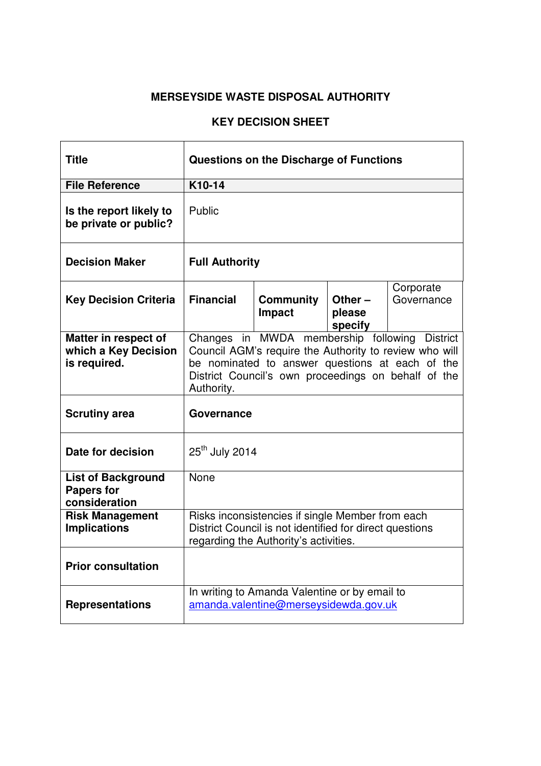**MERSEYSIDE WASTE DISPOSAL AUTHORITY**

**KEY DECISION SHEET**

| | | | | |
|---|---|---|---|---|
| **Title** | **Questions on the Discharge of Functions** | | | |
| **File Reference** | **K10-14** | | | |
| **Is the report likely to be private or public?** | Public | | | |
| **Decision Maker** | **Full Authority** | | | |
| **Key Decision Criteria** | **Financial** | **Community Impact** | **Other – please specify** | Corporate Governance |
| **Matter in respect of which a Key Decision is required.** | Changes in MWDA membership following District Council AGM's require the Authority to review who will be nominated to answer questions at each of the District Council's own proceedings on behalf of the Authority. | | | |
| **Scrutiny area** | **Governance** | | | |
| **Date for decision** | 25th July 2014 | | | |
| **List of Background Papers for consideration** | None | | | |
| **Risk Management Implications** | Risks inconsistencies if single Member from each District Council is not identified for direct questions regarding the Authority's activities. | | | |
| **Prior consultation** | | | | |
| **Representations** | In writing to Amanda Valentine or by email to amanda.valentine@merseysidewda.gov.uk | | | |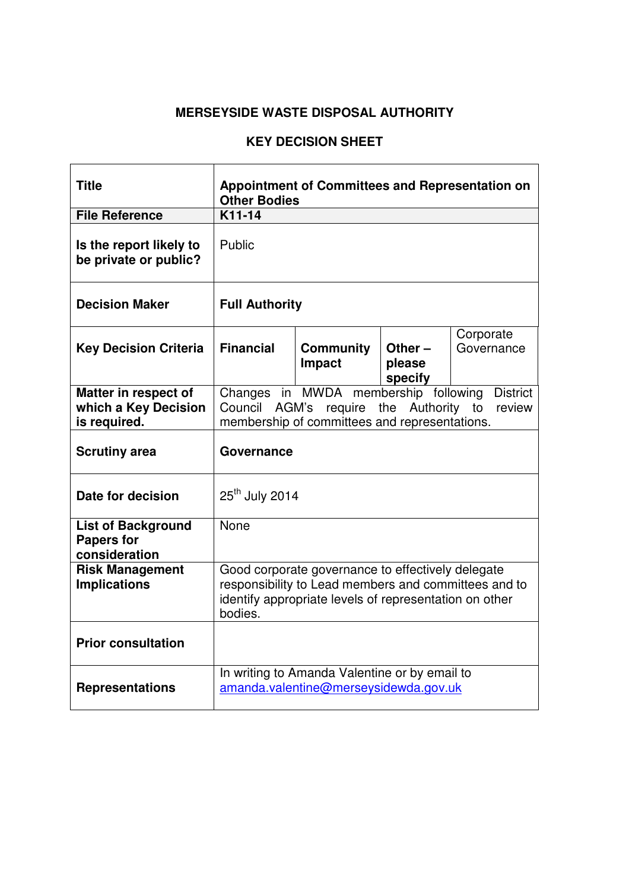**MERSEYSIDE WASTE DISPOSAL AUTHORITY**

**KEY DECISION SHEET**

| | | | | |
|---|---|---|---|---|
| **Title** | **Appointment of Committees and Representation on Other Bodies** | | | |
| **File Reference** | **K11-14** | | | |
| **Is the report likely to be private or public?** | Public | | | |
| **Decision Maker** | **Full Authority** | | | |
| **Key Decision Criteria** | **Financial** | **Community Impact** | **Other – please specify** | Corporate Governance |
| **Matter in respect of which a Key Decision is required.** | Changes in MWDA membership following District Council AGM's require the Authority to review membership of committees and representations. | | | |
| **Scrutiny area** | **Governance** | | | |
| **Date for decision** | 25th July 2014 | | | |
| **List of Background Papers for consideration** | None | | | |
| **Risk Management Implications** | Good corporate governance to effectively delegate responsibility to Lead members and committees and to identify appropriate levels of representation on other bodies. | | | |
| **Prior consultation** | | | | |
| **Representations** | In writing to Amanda Valentine or by email to amanda.valentine@merseysidewda.gov.uk | | | |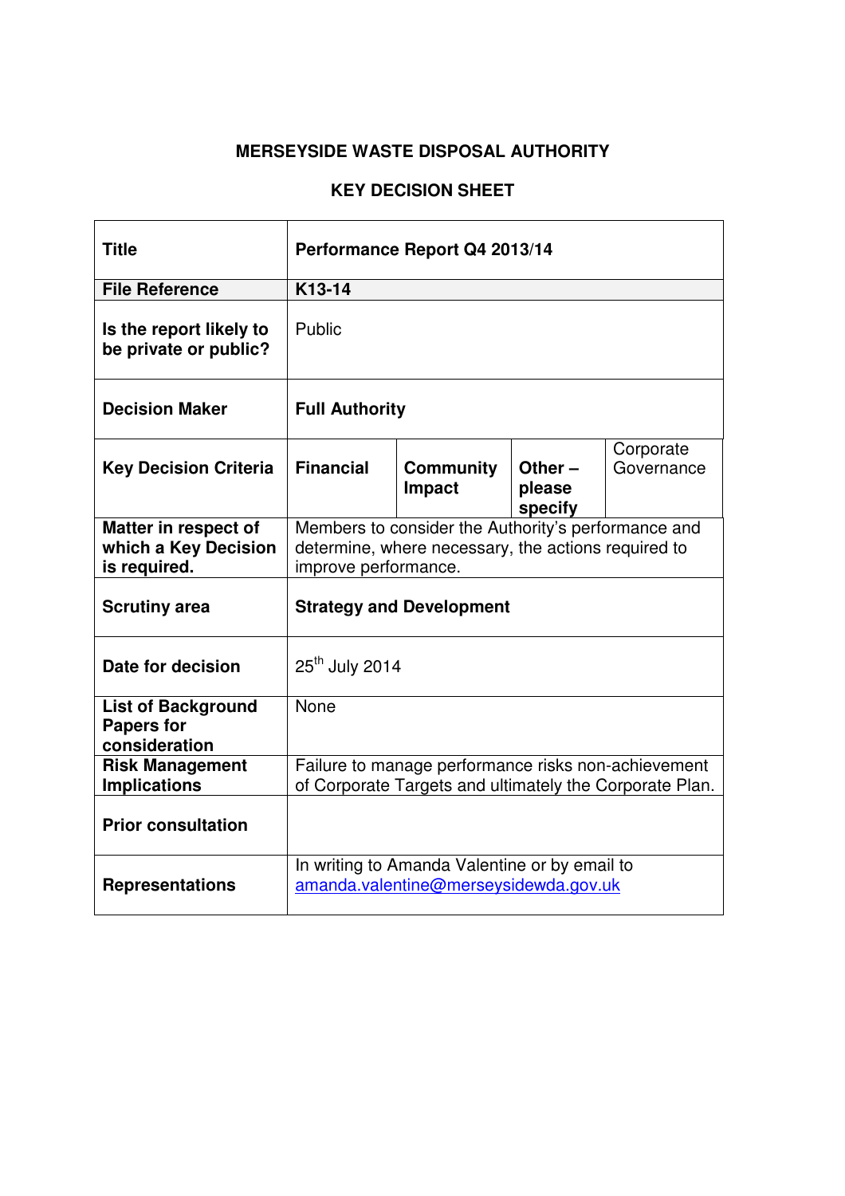**MERSEYSIDE WASTE DISPOSAL AUTHORITY**

**KEY DECISION SHEET**

| **Title** | **Performance Report Q4 2013/14** | | | |
|---|---|---|---|---|
| **File Reference** | **K13-14** | | | |
| **Is the report likely to be private or public?** | Public | | | |
| **Decision Maker** | **Full Authority** | | | |
| **Key Decision Criteria** | **Financial** | **Community Impact** | **Other – please specify** | Corporate Governance |
| **Matter in respect of which a Key Decision is required.** | Members to consider the Authority's performance and determine, where necessary, the actions required to improve performance. | | | |
| **Scrutiny area** | **Strategy and Development** | | | |
| **Date for decision** | 25th July 2014 | | | |
| **List of Background Papers for consideration** | None | | | |
| **Risk Management Implications** | Failure to manage performance risks non-achievement of Corporate Targets and ultimately the Corporate Plan. | | | |
| **Prior consultation** | | | | |
| **Representations** | In writing to Amanda Valentine or by email to amanda.valentine@merseysidewda.gov.uk | | | |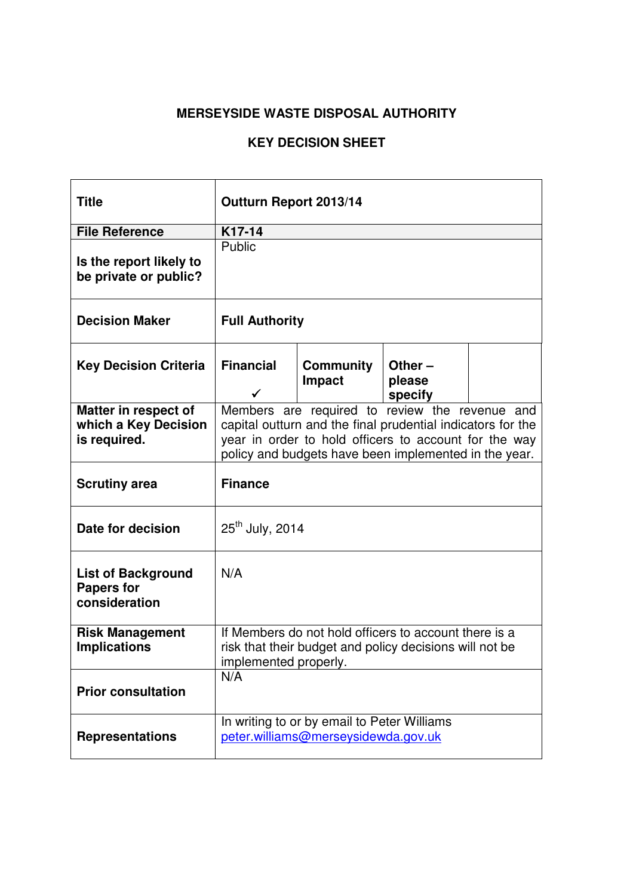# MERSEYSIDE WASTE DISPOSAL AUTHORITY

## KEY DECISION SHEET

| | | | | |
|---|---|---|---|---|
| **Title** | **Outturn Report 2013/14** | | | |
| **File Reference** | **K17-14** | | | |
| **Is the report likely to be private or public?** | Public | | | |
| **Decision Maker** | **Full Authority** | | | |
| **Key Decision Criteria** | **Financial** ✓ | **Community Impact** | **Other – please specify** | |
| **Matter in respect of which a Key Decision is required.** | Members are required to review the revenue and capital outturn and the final prudential indicators for the year in order to hold officers to account for the way policy and budgets have been implemented in the year. | | | |
| **Scrutiny area** | **Finance** | | | |
| **Date for decision** | 25th July, 2014 | | | |
| **List of Background Papers for consideration** | N/A | | | |
| **Risk Management Implications** | If Members do not hold officers to account there is a risk that their budget and policy decisions will not be implemented properly. | | | |
| **Prior consultation** | N/A | | | |
| **Representations** | In writing to or by email to Peter Williams peter.williams@merseysidewda.gov.uk | | | |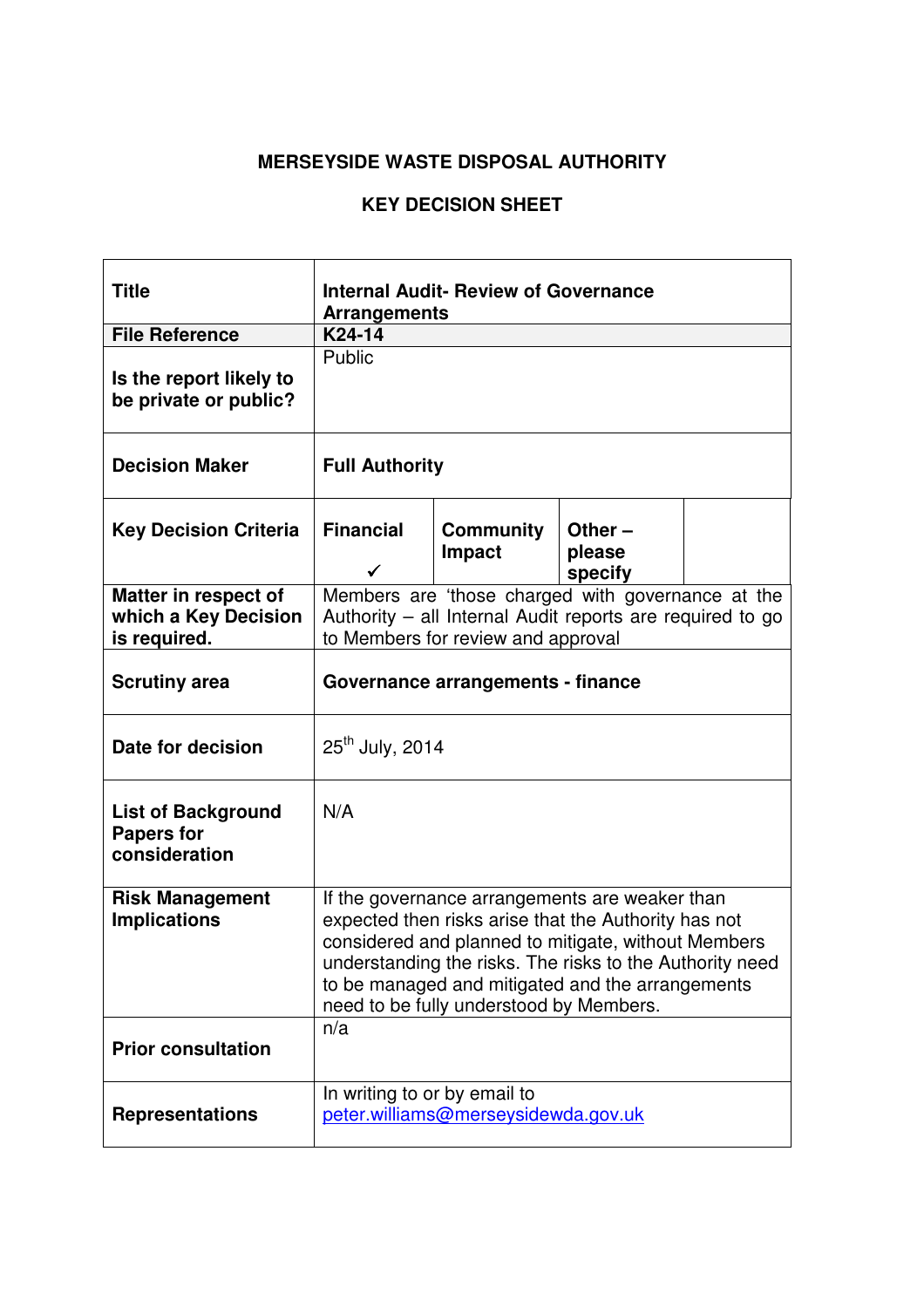**MERSEYSIDE WASTE DISPOSAL AUTHORITY**

**KEY DECISION SHEET**

| | | | | |
|---|---|---|---|---|
| **Title** | **Internal Audit- Review of Governance Arrangements** | | | |
| **File Reference** | **K24-14** | | | |
| **Is the report likely to be private or public?** | Public | | | |
| **Decision Maker** | **Full Authority** | | | |
| **Key Decision Criteria** | **Financial** ✓ | **Community Impact** | **Other – please specify** | |
| **Matter in respect of which a Key Decision is required.** | Members are 'those charged with governance at the Authority – all Internal Audit reports are required to go to Members for review and approval | | | |
| **Scrutiny area** | **Governance arrangements - finance** | | | |
| **Date for decision** | 25th July, 2014 | | | |
| **List of Background Papers for consideration** | N/A | | | |
| **Risk Management Implications** | If the governance arrangements are weaker than expected then risks arise that the Authority has not considered and planned to mitigate, without Members understanding the risks. The risks to the Authority need to be managed and mitigated and the arrangements need to be fully understood by Members. | | | |
| **Prior consultation** | n/a | | | |
| **Representations** | In writing to or by email to peter.williams@merseysidewda.gov.uk | | | |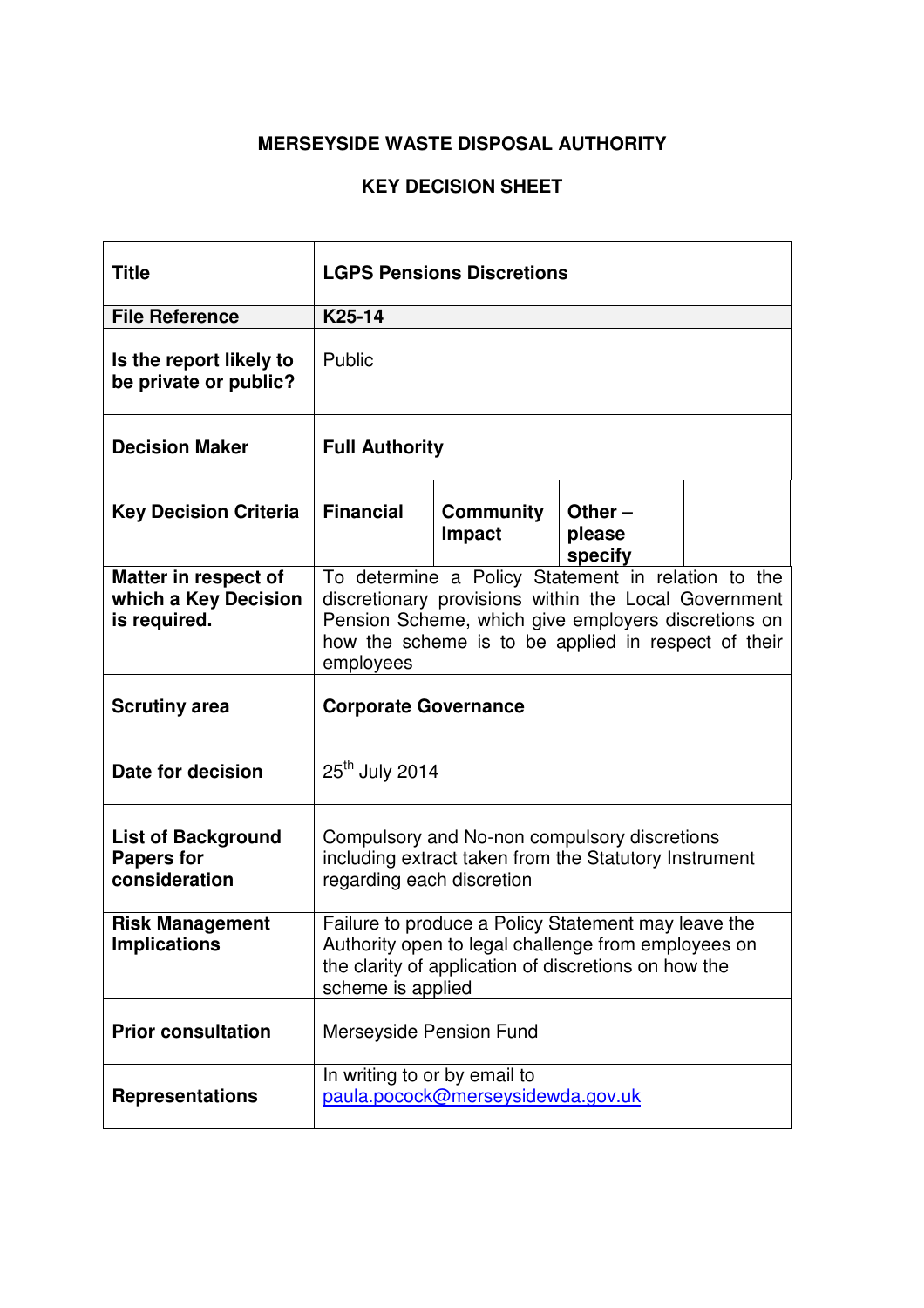**MERSEYSIDE WASTE DISPOSAL AUTHORITY**

**KEY DECISION SHEET**

| | | | | |
|---|---|---|---|---|
| **Title** | **LGPS Pensions Discretions** | | | |
| **File Reference** | **K25-14** | | | |
| **Is the report likely to be private or public?** | Public | | | |
| **Decision Maker** | **Full Authority** | | | |
| **Key Decision Criteria** | **Financial** | **Community Impact** | **Other – please specify** | |
| **Matter in respect of which a Key Decision is required.** | To determine a Policy Statement in relation to the discretionary provisions within the Local Government Pension Scheme, which give employers discretions on how the scheme is to be applied in respect of their employees | | | |
| **Scrutiny area** | **Corporate Governance** | | | |
| **Date for decision** | 25th July 2014 | | | |
| **List of Background Papers for consideration** | Compulsory and No-non compulsory discretions including extract taken from the Statutory Instrument regarding each discretion | | | |
| **Risk Management Implications** | Failure to produce a Policy Statement may leave the Authority open to legal challenge from employees on the clarity of application of discretions on how the scheme is applied | | | |
| **Prior consultation** | Merseyside Pension Fund | | | |
| **Representations** | In writing to or by email to paula.pocock@merseysidewda.gov.uk | | | |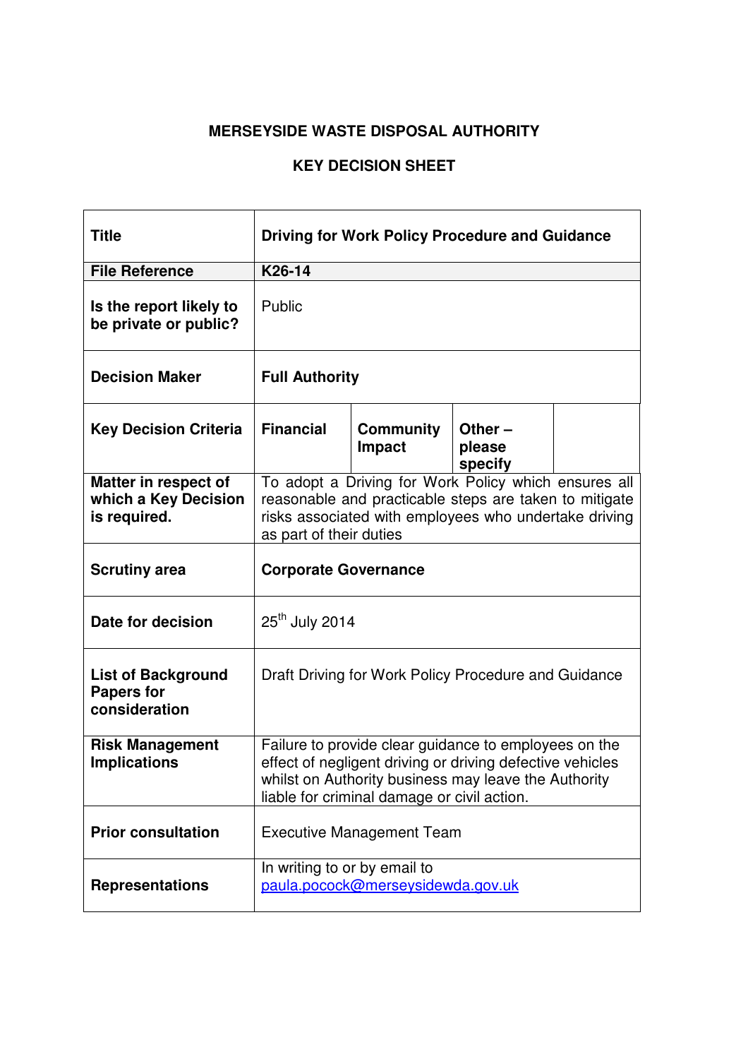**MERSEYSIDE WASTE DISPOSAL AUTHORITY**

**KEY DECISION SHEET**

| | | | | |
|---|---|---|---|---|
| **Title** | **Driving for Work Policy Procedure and Guidance** | | | |
| **File Reference** | **K26-14** | | | |
| **Is the report likely to be private or public?** | Public | | | |
| **Decision Maker** | **Full Authority** | | | |
| **Key Decision Criteria** | **Financial** | **Community Impact** | **Other – please specify** | |
| **Matter in respect of which a Key Decision is required.** | To adopt a Driving for Work Policy which ensures all reasonable and practicable steps are taken to mitigate risks associated with employees who undertake driving as part of their duties | | | |
| **Scrutiny area** | **Corporate Governance** | | | |
| **Date for decision** | 25th July 2014 | | | |
| **List of Background Papers for consideration** | Draft Driving for Work Policy Procedure and Guidance | | | |
| **Risk Management Implications** | Failure to provide clear guidance to employees on the effect of negligent driving or driving defective vehicles whilst on Authority business may leave the Authority liable for criminal damage or civil action. | | | |
| **Prior consultation** | Executive Management Team | | | |
| **Representations** | In writing to or by email to paula.pocock@merseysidewda.gov.uk | | | |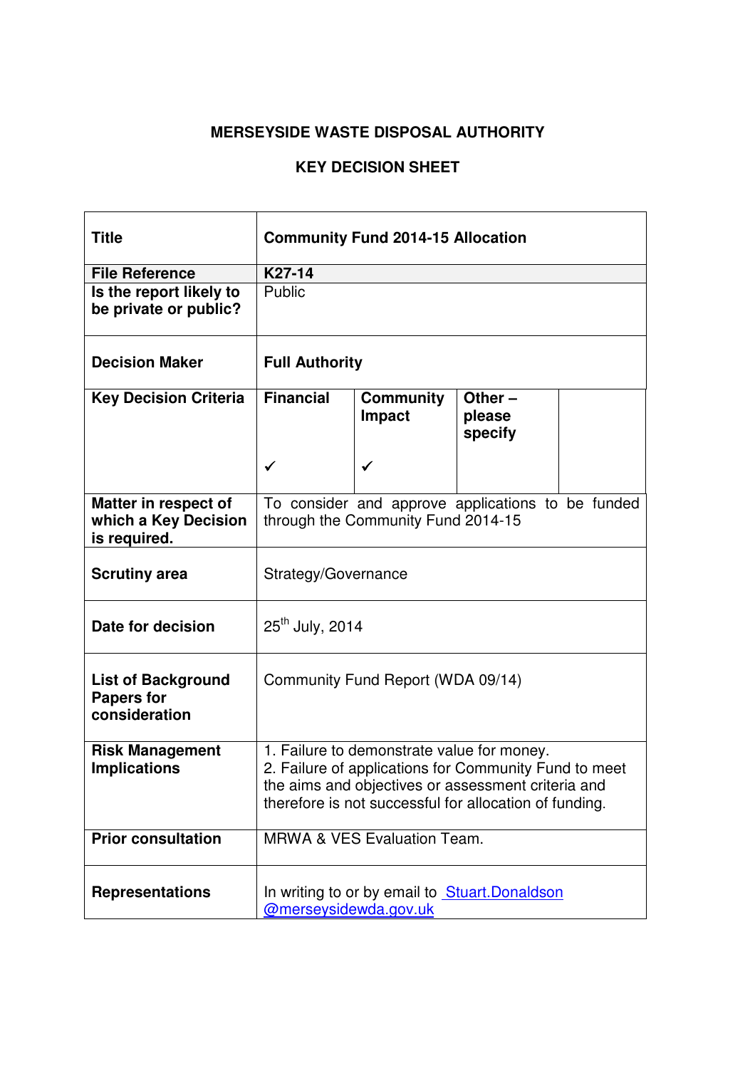**MERSEYSIDE WASTE DISPOSAL AUTHORITY**

**KEY DECISION SHEET**

| | | | | |
|---|---|---|---|---|
| **Title** | **Community Fund 2014-15 Allocation** | | | |
| **File Reference** | **K27-14** | | | |
| **Is the report likely to be private or public?** | Public | | | |
| **Decision Maker** | **Full Authority** | | | |
| **Key Decision Criteria** | **Financial** ✓ | **Community Impact** ✓ | **Other – please specify** | |
| **Matter in respect of which a Key Decision is required.** | To consider and approve applications to be funded through the Community Fund 2014-15 | | | |
| **Scrutiny area** | Strategy/Governance | | | |
| **Date for decision** | 25th July, 2014 | | | |
| **List of Background Papers for consideration** | Community Fund Report (WDA 09/14) | | | |
| **Risk Management Implications** | 1. Failure to demonstrate value for money.<br>2. Failure of applications for Community Fund to meet the aims and objectives or assessment criteria and therefore is not successful for allocation of funding. | | | |
| **Prior consultation** | MRWA & VES Evaluation Team. | | | |
| **Representations** | In writing to or by email to Stuart.Donaldson @merseysidewda.gov.uk | | | |